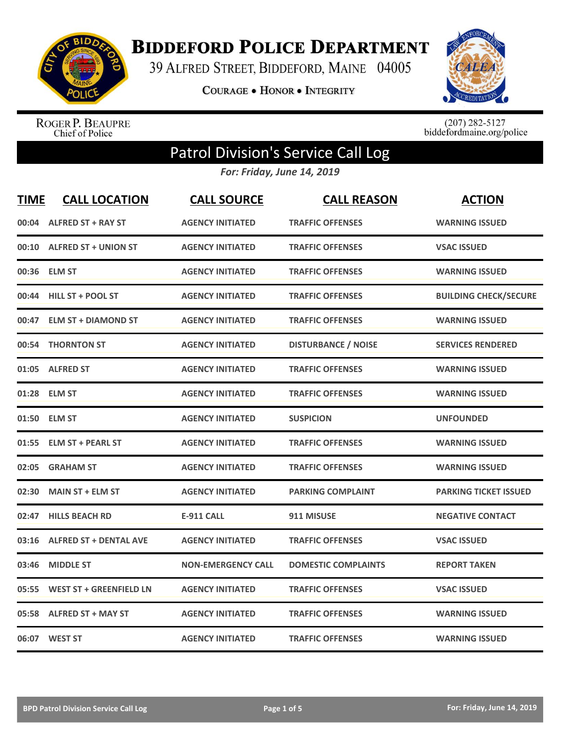# Biddeford Police Department

39 Alfred Street, Biddeford, Maine 04005

Courage • Honor • Integrity

Roger P. Beaupre
Chief of Police

(207) 282-5127
biddefordmaine.org/police

## Patrol Division's Service Call Log

*For: Friday, June 14, 2019*

| TIME | CALL LOCATION | CALL SOURCE | CALL REASON | ACTION |
|---|---|---|---|---|
| 00:04 | ALFRED ST + RAY ST | AGENCY INITIATED | TRAFFIC OFFENSES | WARNING ISSUED |
| 00:10 | ALFRED ST + UNION ST | AGENCY INITIATED | TRAFFIC OFFENSES | VSAC ISSUED |
| 00:36 | ELM ST | AGENCY INITIATED | TRAFFIC OFFENSES | WARNING ISSUED |
| 00:44 | HILL ST + POOL ST | AGENCY INITIATED | TRAFFIC OFFENSES | BUILDING CHECK/SECURE |
| 00:47 | ELM ST + DIAMOND ST | AGENCY INITIATED | TRAFFIC OFFENSES | WARNING ISSUED |
| 00:54 | THORNTON ST | AGENCY INITIATED | DISTURBANCE / NOISE | SERVICES RENDERED |
| 01:05 | ALFRED ST | AGENCY INITIATED | TRAFFIC OFFENSES | WARNING ISSUED |
| 01:28 | ELM ST | AGENCY INITIATED | TRAFFIC OFFENSES | WARNING ISSUED |
| 01:50 | ELM ST | AGENCY INITIATED | SUSPICION | UNFOUNDED |
| 01:55 | ELM ST + PEARL ST | AGENCY INITIATED | TRAFFIC OFFENSES | WARNING ISSUED |
| 02:05 | GRAHAM ST | AGENCY INITIATED | TRAFFIC OFFENSES | WARNING ISSUED |
| 02:30 | MAIN ST + ELM ST | AGENCY INITIATED | PARKING COMPLAINT | PARKING TICKET ISSUED |
| 02:47 | HILLS BEACH RD | E-911 CALL | 911 MISUSE | NEGATIVE CONTACT |
| 03:16 | ALFRED ST + DENTAL AVE | AGENCY INITIATED | TRAFFIC OFFENSES | VSAC ISSUED |
| 03:46 | MIDDLE ST | NON-EMERGENCY CALL | DOMESTIC COMPLAINTS | REPORT TAKEN |
| 05:55 | WEST ST + GREENFIELD LN | AGENCY INITIATED | TRAFFIC OFFENSES | VSAC ISSUED |
| 05:58 | ALFRED ST + MAY ST | AGENCY INITIATED | TRAFFIC OFFENSES | WARNING ISSUED |
| 06:07 | WEST ST | AGENCY INITIATED | TRAFFIC OFFENSES | WARNING ISSUED |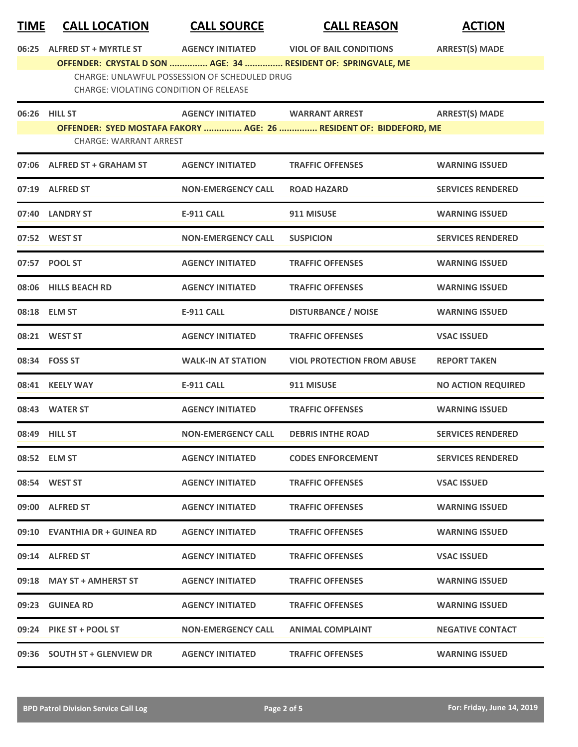| TIME | CALL LOCATION | CALL SOURCE | CALL REASON | ACTION |
|---|---|---|---|---|
| 06:25 | ALFRED ST + MYRTLE ST | AGENCY INITIATED | VIOL OF BAIL CONDITIONS | ARREST(S) MADE |
| | OFFENDER: CRYSTAL D SON ............... AGE: 34 ............... RESIDENT OF: SPRINGVALE, ME | | | |
| | CHARGE: UNLAWFUL POSSESSION OF SCHEDULED DRUG | | | |
| | CHARGE: VIOLATING CONDITION OF RELEASE | | | |
| 06:26 | HILL ST | AGENCY INITIATED | WARRANT ARREST | ARREST(S) MADE |
| | OFFENDER: SYED MOSTAFA FAKORY ............... AGE: 26 ............... RESIDENT OF: BIDDEFORD, ME | | | |
| | CHARGE: WARRANT ARREST | | | |
| 07:06 | ALFRED ST + GRAHAM ST | AGENCY INITIATED | TRAFFIC OFFENSES | WARNING ISSUED |
| 07:19 | ALFRED ST | NON-EMERGENCY CALL | ROAD HAZARD | SERVICES RENDERED |
| 07:40 | LANDRY ST | E-911 CALL | 911 MISUSE | WARNING ISSUED |
| 07:52 | WEST ST | NON-EMERGENCY CALL | SUSPICION | SERVICES RENDERED |
| 07:57 | POOL ST | AGENCY INITIATED | TRAFFIC OFFENSES | WARNING ISSUED |
| 08:06 | HILLS BEACH RD | AGENCY INITIATED | TRAFFIC OFFENSES | WARNING ISSUED |
| 08:18 | ELM ST | E-911 CALL | DISTURBANCE / NOISE | WARNING ISSUED |
| 08:21 | WEST ST | AGENCY INITIATED | TRAFFIC OFFENSES | VSAC ISSUED |
| 08:34 | FOSS ST | WALK-IN AT STATION | VIOL PROTECTION FROM ABUSE | REPORT TAKEN |
| 08:41 | KEELY WAY | E-911 CALL | 911 MISUSE | NO ACTION REQUIRED |
| 08:43 | WATER ST | AGENCY INITIATED | TRAFFIC OFFENSES | WARNING ISSUED |
| 08:49 | HILL ST | NON-EMERGENCY CALL | DEBRIS INTHE ROAD | SERVICES RENDERED |
| 08:52 | ELM ST | AGENCY INITIATED | CODES ENFORCEMENT | SERVICES RENDERED |
| 08:54 | WEST ST | AGENCY INITIATED | TRAFFIC OFFENSES | VSAC ISSUED |
| 09:00 | ALFRED ST | AGENCY INITIATED | TRAFFIC OFFENSES | WARNING ISSUED |
| 09:10 | EVANTHIA DR + GUINEA RD | AGENCY INITIATED | TRAFFIC OFFENSES | WARNING ISSUED |
| 09:14 | ALFRED ST | AGENCY INITIATED | TRAFFIC OFFENSES | VSAC ISSUED |
| 09:18 | MAY ST + AMHERST ST | AGENCY INITIATED | TRAFFIC OFFENSES | WARNING ISSUED |
| 09:23 | GUINEA RD | AGENCY INITIATED | TRAFFIC OFFENSES | WARNING ISSUED |
| 09:24 | PIKE ST + POOL ST | NON-EMERGENCY CALL | ANIMAL COMPLAINT | NEGATIVE CONTACT |
| 09:36 | SOUTH ST + GLENVIEW DR | AGENCY INITIATED | TRAFFIC OFFENSES | WARNING ISSUED |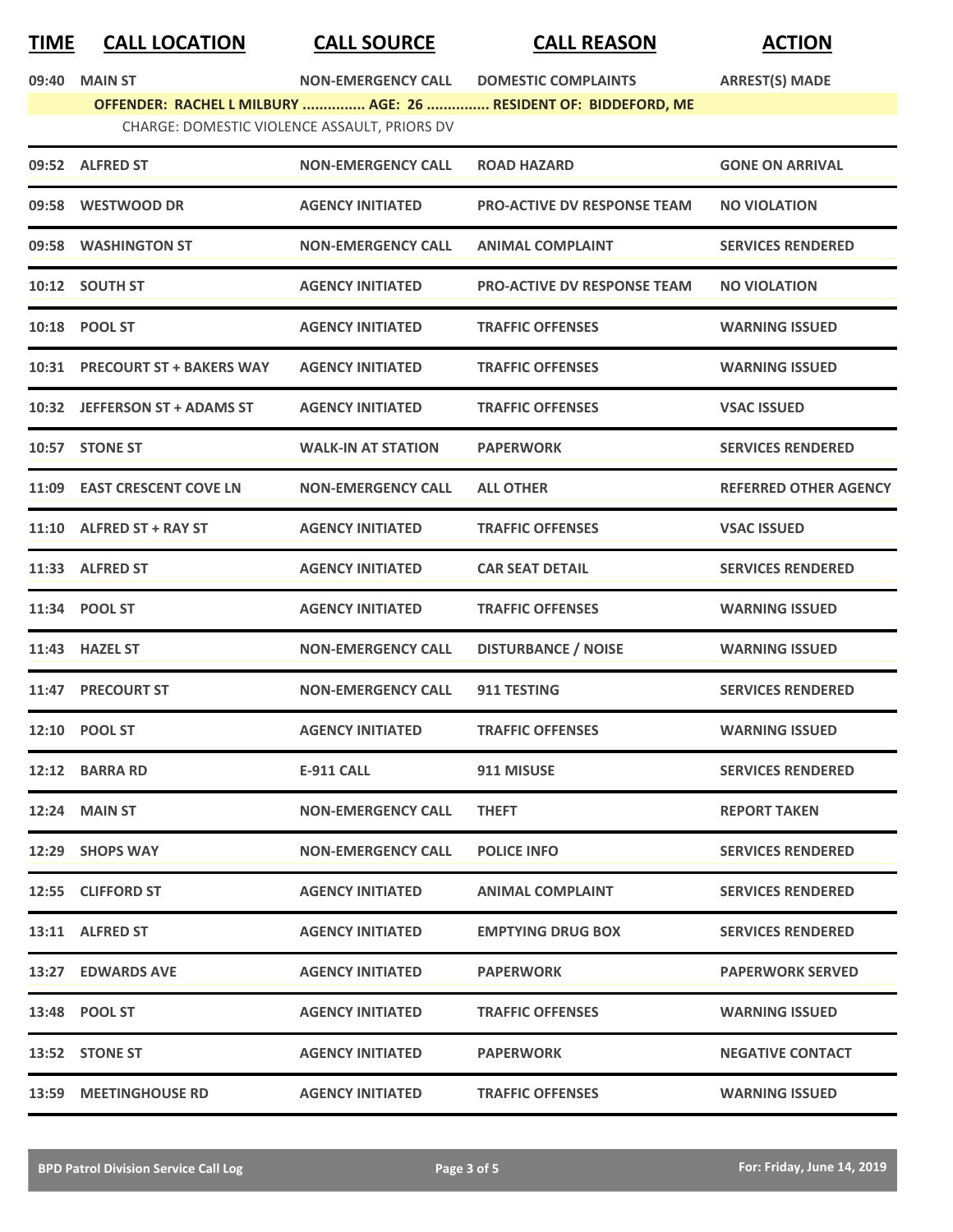| TIME | CALL LOCATION | CALL SOURCE | CALL REASON | ACTION |
| --- | --- | --- | --- | --- |
| 09:40 | MAIN ST | NON-EMERGENCY CALL | DOMESTIC COMPLAINTS | ARREST(S) MADE |
| | OFFENDER: RACHEL L MILBURY ............... AGE: 26 ............... RESIDENT OF: BIDDEFORD, ME | | | |
| | CHARGE: DOMESTIC VIOLENCE ASSAULT, PRIORS DV | | | |
| 09:52 | ALFRED ST | NON-EMERGENCY CALL | ROAD HAZARD | GONE ON ARRIVAL |
| 09:58 | WESTWOOD DR | AGENCY INITIATED | PRO-ACTIVE DV RESPONSE TEAM | NO VIOLATION |
| 09:58 | WASHINGTON ST | NON-EMERGENCY CALL | ANIMAL COMPLAINT | SERVICES RENDERED |
| 10:12 | SOUTH ST | AGENCY INITIATED | PRO-ACTIVE DV RESPONSE TEAM | NO VIOLATION |
| 10:18 | POOL ST | AGENCY INITIATED | TRAFFIC OFFENSES | WARNING ISSUED |
| 10:31 | PRECOURT ST + BAKERS WAY | AGENCY INITIATED | TRAFFIC OFFENSES | WARNING ISSUED |
| 10:32 | JEFFERSON ST + ADAMS ST | AGENCY INITIATED | TRAFFIC OFFENSES | VSAC ISSUED |
| 10:57 | STONE ST | WALK-IN AT STATION | PAPERWORK | SERVICES RENDERED |
| 11:09 | EAST CRESCENT COVE LN | NON-EMERGENCY CALL | ALL OTHER | REFERRED OTHER AGENCY |
| 11:10 | ALFRED ST + RAY ST | AGENCY INITIATED | TRAFFIC OFFENSES | VSAC ISSUED |
| 11:33 | ALFRED ST | AGENCY INITIATED | CAR SEAT DETAIL | SERVICES RENDERED |
| 11:34 | POOL ST | AGENCY INITIATED | TRAFFIC OFFENSES | WARNING ISSUED |
| 11:43 | HAZEL ST | NON-EMERGENCY CALL | DISTURBANCE / NOISE | WARNING ISSUED |
| 11:47 | PRECOURT ST | NON-EMERGENCY CALL | 911 TESTING | SERVICES RENDERED |
| 12:10 | POOL ST | AGENCY INITIATED | TRAFFIC OFFENSES | WARNING ISSUED |
| 12:12 | BARRA RD | E-911 CALL | 911 MISUSE | SERVICES RENDERED |
| 12:24 | MAIN ST | NON-EMERGENCY CALL | THEFT | REPORT TAKEN |
| 12:29 | SHOPS WAY | NON-EMERGENCY CALL | POLICE INFO | SERVICES RENDERED |
| 12:55 | CLIFFORD ST | AGENCY INITIATED | ANIMAL COMPLAINT | SERVICES RENDERED |
| 13:11 | ALFRED ST | AGENCY INITIATED | EMPTYING DRUG BOX | SERVICES RENDERED |
| 13:27 | EDWARDS AVE | AGENCY INITIATED | PAPERWORK | PAPERWORK SERVED |
| 13:48 | POOL ST | AGENCY INITIATED | TRAFFIC OFFENSES | WARNING ISSUED |
| 13:52 | STONE ST | AGENCY INITIATED | PAPERWORK | NEGATIVE CONTACT |
| 13:59 | MEETINGHOUSE RD | AGENCY INITIATED | TRAFFIC OFFENSES | WARNING ISSUED |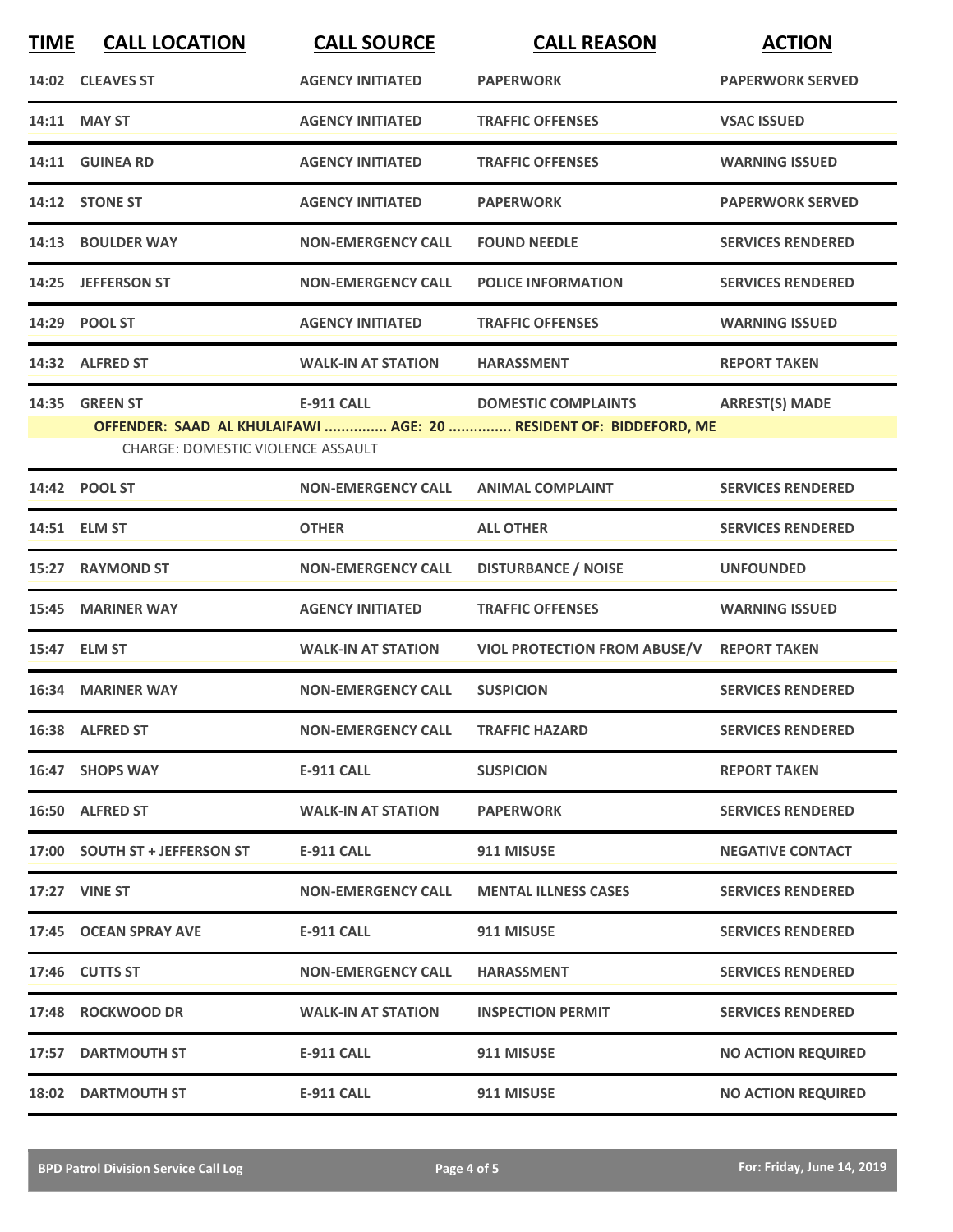| TIME | CALL LOCATION | CALL SOURCE | CALL REASON | ACTION |
|---|---|---|---|---|
| 14:02 | CLEAVES ST | AGENCY INITIATED | PAPERWORK | PAPERWORK SERVED |
| 14:11 | MAY ST | AGENCY INITIATED | TRAFFIC OFFENSES | VSAC ISSUED |
| 14:11 | GUINEA RD | AGENCY INITIATED | TRAFFIC OFFENSES | WARNING ISSUED |
| 14:12 | STONE ST | AGENCY INITIATED | PAPERWORK | PAPERWORK SERVED |
| 14:13 | BOULDER WAY | NON-EMERGENCY CALL | FOUND NEEDLE | SERVICES RENDERED |
| 14:25 | JEFFERSON ST | NON-EMERGENCY CALL | POLICE INFORMATION | SERVICES RENDERED |
| 14:29 | POOL ST | AGENCY INITIATED | TRAFFIC OFFENSES | WARNING ISSUED |
| 14:32 | ALFRED ST | WALK-IN AT STATION | HARASSMENT | REPORT TAKEN |
| 14:35 | GREEN ST | E-911 CALL | DOMESTIC COMPLAINTS | ARREST(S) MADE |
| | **OFFENDER: SAAD AL KHULAIFAWI ............... AGE: 20 ............... RESIDENT OF: BIDDEFORD, ME** | | | |
| | CHARGE: DOMESTIC VIOLENCE ASSAULT | | | |
| 14:42 | POOL ST | NON-EMERGENCY CALL | ANIMAL COMPLAINT | SERVICES RENDERED |
| 14:51 | ELM ST | OTHER | ALL OTHER | SERVICES RENDERED |
| 15:27 | RAYMOND ST | NON-EMERGENCY CALL | DISTURBANCE / NOISE | UNFOUNDED |
| 15:45 | MARINER WAY | AGENCY INITIATED | TRAFFIC OFFENSES | WARNING ISSUED |
| 15:47 | ELM ST | WALK-IN AT STATION | VIOL PROTECTION FROM ABUSE/V | REPORT TAKEN |
| 16:34 | MARINER WAY | NON-EMERGENCY CALL | SUSPICION | SERVICES RENDERED |
| 16:38 | ALFRED ST | NON-EMERGENCY CALL | TRAFFIC HAZARD | SERVICES RENDERED |
| 16:47 | SHOPS WAY | E-911 CALL | SUSPICION | REPORT TAKEN |
| 16:50 | ALFRED ST | WALK-IN AT STATION | PAPERWORK | SERVICES RENDERED |
| 17:00 | SOUTH ST + JEFFERSON ST | E-911 CALL | 911 MISUSE | NEGATIVE CONTACT |
| 17:27 | VINE ST | NON-EMERGENCY CALL | MENTAL ILLNESS CASES | SERVICES RENDERED |
| 17:45 | OCEAN SPRAY AVE | E-911 CALL | 911 MISUSE | SERVICES RENDERED |
| 17:46 | CUTTS ST | NON-EMERGENCY CALL | HARASSMENT | SERVICES RENDERED |
| 17:48 | ROCKWOOD DR | WALK-IN AT STATION | INSPECTION PERMIT | SERVICES RENDERED |
| 17:57 | DARTMOUTH ST | E-911 CALL | 911 MISUSE | NO ACTION REQUIRED |
| 18:02 | DARTMOUTH ST | E-911 CALL | 911 MISUSE | NO ACTION REQUIRED |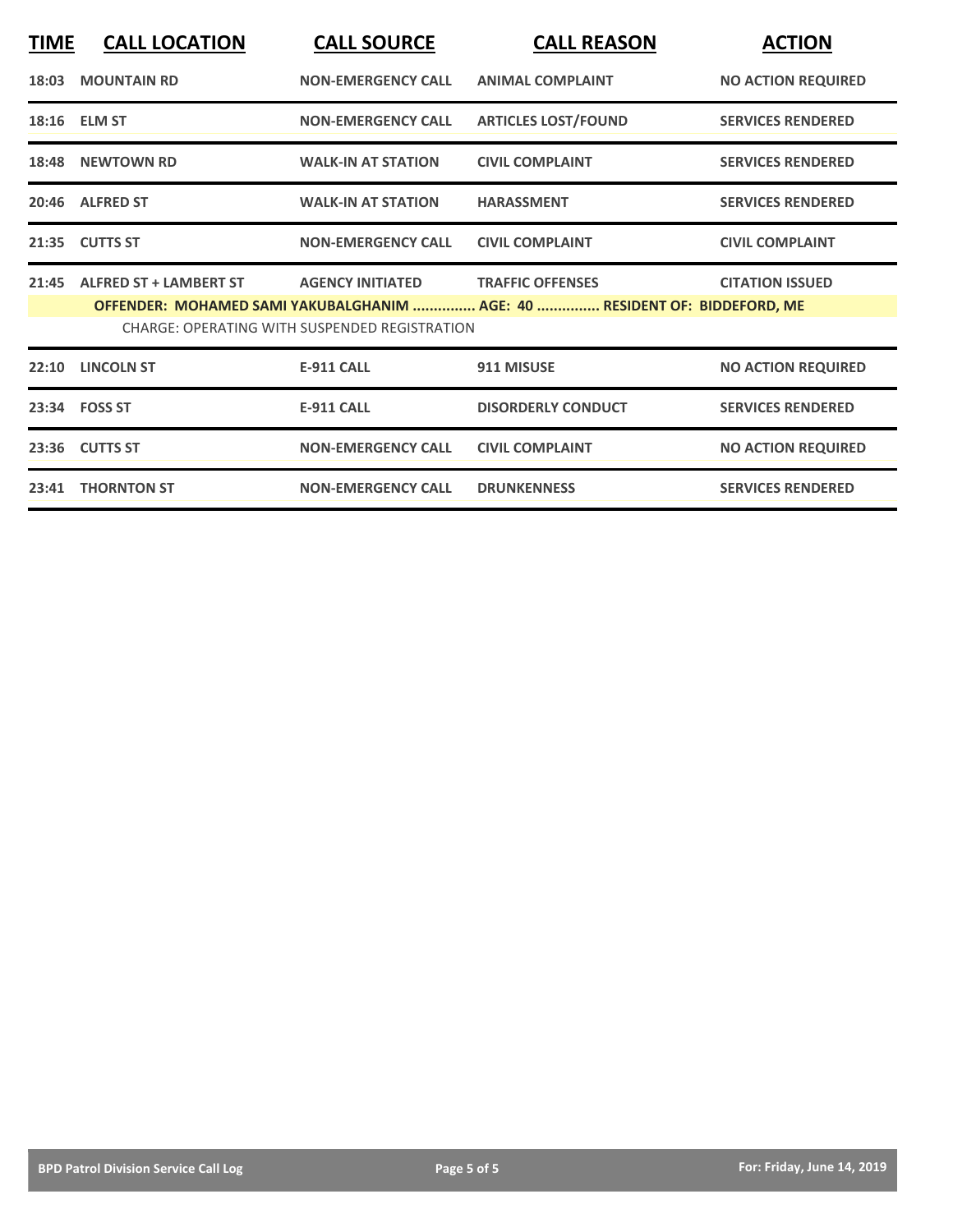| TIME | CALL LOCATION | CALL SOURCE | CALL REASON | ACTION |
| --- | --- | --- | --- | --- |
| 18:03 | MOUNTAIN RD | NON-EMERGENCY CALL | ANIMAL COMPLAINT | NO ACTION REQUIRED |
| 18:16 | ELM ST | NON-EMERGENCY CALL | ARTICLES LOST/FOUND | SERVICES RENDERED |
| 18:48 | NEWTOWN RD | WALK-IN AT STATION | CIVIL COMPLAINT | SERVICES RENDERED |
| 20:46 | ALFRED ST | WALK-IN AT STATION | HARASSMENT | SERVICES RENDERED |
| 21:35 | CUTTS ST | NON-EMERGENCY CALL | CIVIL COMPLAINT | CIVIL COMPLAINT |
| 21:45 | ALFRED ST + LAMBERT ST | AGENCY INITIATED | TRAFFIC OFFENSES | CITATION ISSUED |
| | OFFENDER: MOHAMED SAMI YAKUBALGHANIM ............... AGE: 40 ............... RESIDENT OF: BIDDEFORD, ME | | | |
| | CHARGE: OPERATING WITH SUSPENDED REGISTRATION | | | |
| 22:10 | LINCOLN ST | E-911 CALL | 911 MISUSE | NO ACTION REQUIRED |
| 23:34 | FOSS ST | E-911 CALL | DISORDERLY CONDUCT | SERVICES RENDERED |
| 23:36 | CUTTS ST | NON-EMERGENCY CALL | CIVIL COMPLAINT | NO ACTION REQUIRED |
| 23:41 | THORNTON ST | NON-EMERGENCY CALL | DRUNKENNESS | SERVICES RENDERED |